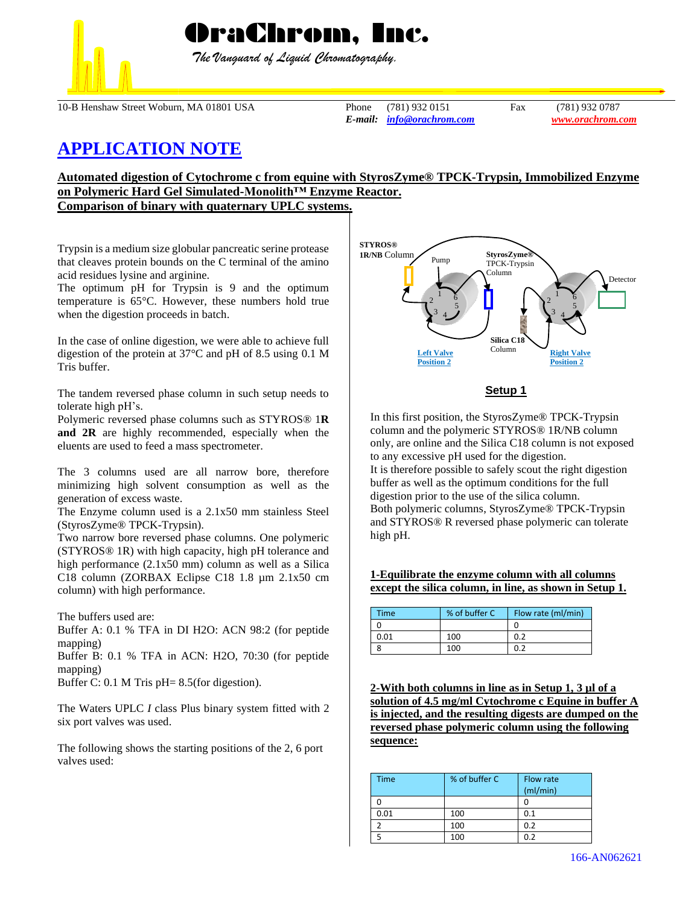# OraChrom, Inc.

*The Vanguard of Liquid Chromatography.*

10-B Henshaw Street Woburn, MA 01801 USA Phone (781) 932 0151 Fax (781) 932 0787
*E-mail:* info@orachrom.com www.orachrom.com

# APPLICATION NOTE

## Automated digestion of Cytochrome c from equine with StyrosZyme® TPCK-Trypsin, Immobilized Enzyme on Polymeric Hard Gel Simulated-Monolith™ Enzyme Reactor. Comparison of binary with quaternary UPLC systems.

Trypsin is a medium size globular pancreatic serine protease that cleaves protein bounds on the C terminal of the amino acid residues lysine and arginine.
The optimum pH for Trypsin is 9 and the optimum temperature is 65°C. However, these numbers hold true when the digestion proceeds in batch.

In the case of online digestion, we were able to achieve full digestion of the protein at 37°C and pH of 8.5 using 0.1 M Tris buffer.

The tandem reversed phase column in such setup needs to tolerate high pH's.
Polymeric reversed phase columns such as STYROS® 1**R and 2R** are highly recommended, especially when the eluents are used to feed a mass spectrometer.

The 3 columns used are all narrow bore, therefore minimizing high solvent consumption as well as the generation of excess waste.
The Enzyme column used is a 2.1x50 mm stainless Steel (StyrosZyme® TPCK-Trypsin).
Two narrow bore reversed phase columns. One polymeric (STYROS® 1R) with high capacity, high pH tolerance and high performance (2.1x50 mm) column as well as a Silica C18 column (ZORBAX Eclipse C18 1.8 µm 2.1x50 cm column) with high performance.

The buffers used are:
Buffer A: 0.1 % TFA in DI H2O: ACN 98:2 (for peptide mapping)
Buffer B: 0.1 % TFA in ACN: H2O, 70:30 (for peptide mapping)
Buffer C: 0.1 M Tris pH= 8.5(for digestion).

The Waters UPLC *I* class Plus binary system fitted with 2 six port valves was used.

The following shows the starting positions of the 2, 6 port valves used:

STYROS® 1R/NB Column — Pump — StyrosZyme® TPCK-Trypsin Column — Detector — Silica C18 Column — Left Valve Position 2 — Right Valve Position 2

**Setup 1**

In this first position, the StyrosZyme® TPCK-Trypsin column and the polymeric STYROS® 1R/NB column only, are online and the Silica C18 column is not exposed to any excessive pH used for the digestion.
It is therefore possible to safely scout the right digestion buffer as well as the optimum conditions for the full digestion prior to the use of the silica column.
Both polymeric columns, StyrosZyme® TPCK-Trypsin and STYROS® R reversed phase polymeric can tolerate high pH.

### 1-Equilibrate the enzyme column with all columns except the silica column, in line, as shown in Setup 1.

| Time | % of buffer C | Flow rate (ml/min) |
|---|---|---|
| 0 | | 0 |
| 0.01 | 100 | 0.2 |
| 8 | 100 | 0.2 |

### 2-With both columns in line as in Setup 1, 3 µl of a solution of 4.5 mg/ml Cytochrome c Equine in buffer A is injected, and the resulting digests are dumped on the reversed phase polymeric column using the following sequence:

| Time | % of buffer C | Flow rate (ml/min) |
|---|---|---|
| 0 | | 0 |
| 0.01 | 100 | 0.1 |
| 2 | 100 | 0.2 |
| 5 | 100 | 0.2 |

166-AN062621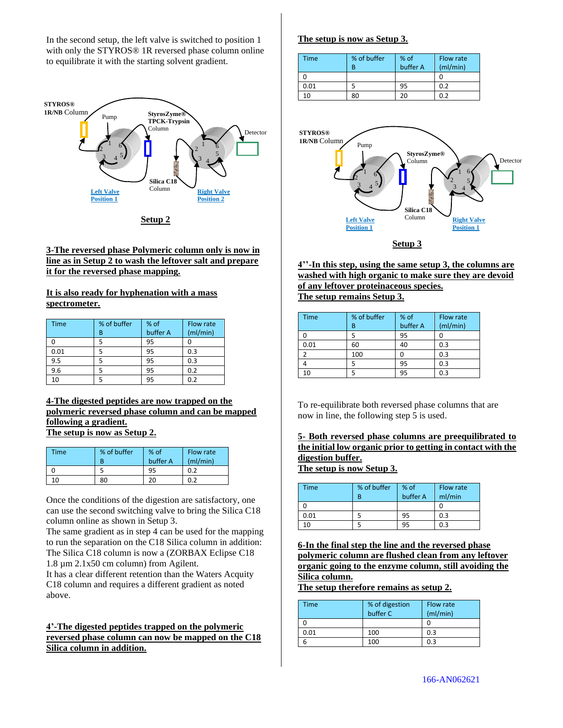In the second setup, the left valve is switched to position 1 with only the STYROS® 1R reversed phase column online to equilibrate it with the starting solvent gradient.

STYROS® 1R/NB Column
Pump
StyrosZyme® TPCK-Trypsin Column
Detector
Silica C18 Column
Left Valve Position 1
Right Valve Position 2

**Setup 2**

**3-The reversed phase Polymeric column only is now in line as in Setup 2 to wash the leftover salt and prepare it for the reversed phase mapping.**

**It is also ready for hyphenation with a mass spectrometer.**

| Time | % of buffer B | % of buffer A | Flow rate (ml/min) |
|---|---|---|---|
| 0 | 5 | 95 | 0 |
| 0.01 | 5 | 95 | 0.3 |
| 9.5 | 5 | 95 | 0.3 |
| 9.6 | 5 | 95 | 0.2 |
| 10 | 5 | 95 | 0.2 |

**4-The digested peptides are now trapped on the polymeric reversed phase column and can be mapped following a gradient.**
**The setup is now as Setup 2.**

| Time | % of buffer B | % of buffer A | Flow rate (ml/min) |
|---|---|---|---|
| 0 | 5 | 95 | 0.2 |
| 10 | 80 | 20 | 0.2 |

Once the conditions of the digestion are satisfactory, one can use the second switching valve to bring the Silica C18 column online as shown in Setup 3.
The same gradient as in step 4 can be used for the mapping to run the separation on the C18 Silica column in addition: The Silica C18 column is now a (ZORBAX Eclipse C18 1.8 µm 2.1x50 cm column) from Agilent.
It has a clear different retention than the Waters Acquity C18 column and requires a different gradient as noted above.

**4'-The digested peptides trapped on the polymeric reversed phase column can now be mapped on the C18 Silica column in addition.**

**The setup is now as Setup 3.**

| Time | % of buffer B | % of buffer A | Flow rate (ml/min) |
|---|---|---|---|
| 0 | | | 0 |
| 0.01 | 5 | 95 | 0.2 |
| 10 | 80 | 20 | 0.2 |

STYROS® 1R/NB Column
Pump
StyrosZyme® Column
Detector
Silica C18 Column
Left Valve Position 1
Right Valve Position 1

**Setup 3**

**4''-In this step, using the same setup 3, the columns are washed with high organic to make sure they are devoid of any leftover proteinaceous species.**
**The setup remains Setup 3.**

| Time | % of buffer B | % of buffer A | Flow rate (ml/min) |
|---|---|---|---|
| 0 | 5 | 95 | 0 |
| 0.01 | 60 | 40 | 0.3 |
| 2 | 100 | 0 | 0.3 |
| 4 | 5 | 95 | 0.3 |
| 10 | 5 | 95 | 0.3 |

To re-equilibrate both reversed phase columns that are now in line, the following step 5 is used.

**5- Both reversed phase columns are preequilibrated to the initial low organic prior to getting in contact with the digestion buffer.**
**The setup is now Setup 3.**

| Time | % of buffer B | % of buffer A | Flow rate ml/min |
|---|---|---|---|
| 0 | | | 0 |
| 0.01 | 5 | 95 | 0.3 |
| 10 | 5 | 95 | 0.3 |

**6-In the final step the line and the reversed phase polymeric column are flushed clean from any leftover organic going to the enzyme column, still avoiding the Silica column.**
**The setup therefore remains as setup 2.**

| Time | % of digestion buffer C | Flow rate (ml/min) |
|---|---|---|
| 0 | | 0 |
| 0.01 | 100 | 0.3 |
| 6 | 100 | 0.3 |

166-AN062621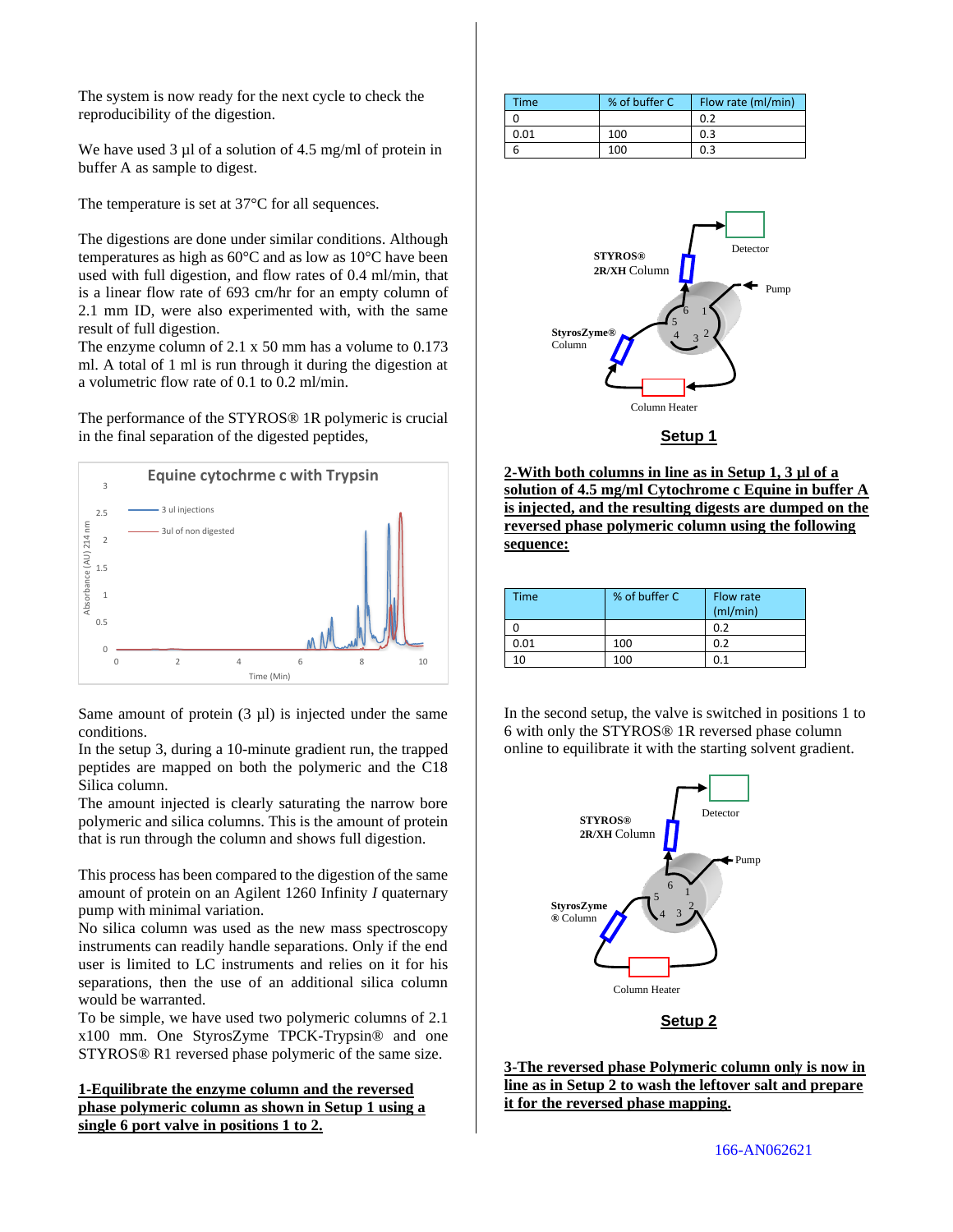The system is now ready for the next cycle to check the reproducibility of the digestion.

We have used 3 µl of a solution of 4.5 mg/ml of protein in buffer A as sample to digest.

The temperature is set at 37°C for all sequences.

The digestions are done under similar conditions. Although temperatures as high as 60°C and as low as 10°C have been used with full digestion, and flow rates of 0.4 ml/min, that is a linear flow rate of 693 cm/hr for an empty column of 2.1 mm ID, were also experimented with, with the same result of full digestion.
The enzyme column of 2.1 x 50 mm has a volume to 0.173 ml. A total of 1 ml is run through it during the digestion at a volumetric flow rate of 0.1 to 0.2 ml/min.

The performance of the STYROS® 1R polymeric is crucial in the final separation of the digested peptides,

Same amount of protein (3 µl) is injected under the same conditions.
In the setup 3, during a 10-minute gradient run, the trapped peptides are mapped on both the polymeric and the C18 Silica column.
The amount injected is clearly saturating the narrow bore polymeric and silica columns. This is the amount of protein that is run through the column and shows full digestion.

This process has been compared to the digestion of the same amount of protein on an Agilent 1260 Infinity *I* quaternary pump with minimal variation.
No silica column was used as the new mass spectroscopy instruments can readily handle separations. Only if the end user is limited to LC instruments and relies on it for his separations, then the use of an additional silica column would be warranted.
To be simple, we have used two polymeric columns of 2.1 x100 mm. One StyrosZyme TPCK-Trypsin® and one STYROS® R1 reversed phase polymeric of the same size.

**1-Equilibrate the enzyme column and the reversed phase polymeric column as shown in Setup 1 using a single 6 port valve in positions 1 to 2.**

| Time | % of buffer C | Flow rate (ml/min) |
|---|---|---|
| 0 | | 0.2 |
| 0.01 | 100 | 0.3 |
| 6 | 100 | 0.3 |

**Setup 1**

**2-With both columns in line as in Setup 1, 3 µl of a solution of 4.5 mg/ml Cytochrome c Equine in buffer A is injected, and the resulting digests are dumped on the reversed phase polymeric column using the following sequence:**

| Time | % of buffer C | Flow rate (ml/min) |
|---|---|---|
| 0 | | 0.2 |
| 0.01 | 100 | 0.2 |
| 10 | 100 | 0.1 |

In the second setup, the valve is switched in positions 1 to 6 with only the STYROS® 1R reversed phase column online to equilibrate it with the starting solvent gradient.

**Setup 2**

**3-The reversed phase Polymeric column only is now in line as in Setup 2 to wash the leftover salt and prepare it for the reversed phase mapping.**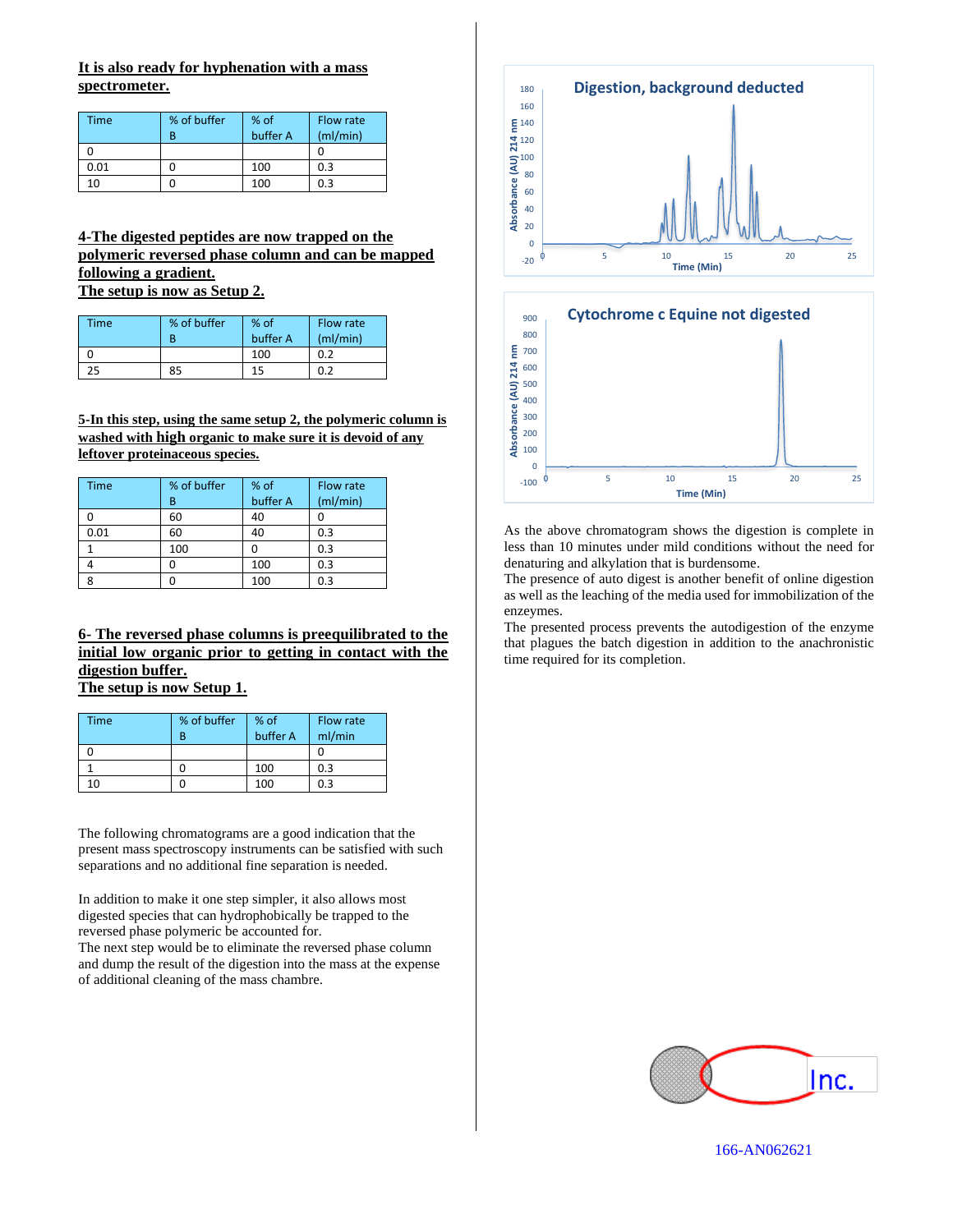**It is also ready for hyphenation with a mass spectrometer.**

| Time | % of buffer B | % of buffer A | Flow rate (ml/min) |
|---|---|---|---|
| 0 | | | 0 |
| 0.01 | 0 | 100 | 0.3 |
| 10 | 0 | 100 | 0.3 |

**4-The digested peptides are now trapped on the polymeric reversed phase column and can be mapped following a gradient.**
**The setup is now as Setup 2.**

| Time | % of buffer B | % of buffer A | Flow rate (ml/min) |
|---|---|---|---|
| 0 | | 100 | 0.2 |
| 25 | 85 | 15 | 0.2 |

**5-In this step, using the same setup 2, the polymeric column is washed with high organic to make sure it is devoid of any leftover proteinaceous species.**

| Time | % of buffer B | % of buffer A | Flow rate (ml/min) |
|---|---|---|---|
| 0 | 60 | 40 | 0 |
| 0.01 | 60 | 40 | 0.3 |
| 1 | 100 | 0 | 0.3 |
| 4 | 0 | 100 | 0.3 |
| 8 | 0 | 100 | 0.3 |

**6- The reversed phase columns is preequilibrated to the initial low organic prior to getting in contact with the digestion buffer.**
**The setup is now Setup 1.**

| Time | % of buffer B | % of buffer A | Flow rate ml/min |
|---|---|---|---|
| 0 | | | 0 |
| 1 | 0 | 100 | 0.3 |
| 10 | 0 | 100 | 0.3 |

The following chromatograms are a good indication that the present mass spectroscopy instruments can be satisfied with such separations and no additional fine separation is needed.

In addition to make it one step simpler, it also allows most digested species that can hydrophobically be trapped to the reversed phase polymeric be accounted for.
The next step would be to eliminate the reversed phase column and dump the result of the digestion into the mass at the expense of additional cleaning of the mass chambre.

Digestion, background deducted
Absorbance (AU) 214 nm
180
160
140
120
100
80
60
40
20
0
-20
0
5
10
15
20
25
Time (Min)

Cytochrome c Equine not digested
Absorbance (AU) 214 nm
900
800
700
600
500
400
300
200
100
0
-100
0
5
10
15
20
25
Time (Min)

As the above chromatogram shows the digestion is complete in less than 10 minutes under mild conditions without the need for denaturing and alkylation that is burdensome.
The presence of auto digest is another benefit of online digestion as well as the leaching of the media used for immobilization of the enzeymes.
The presented process prevents the autodigestion of the enzyme that plagues the batch digestion in addition to the anachronistic time required for its completion.

Inc.

166-AN062621